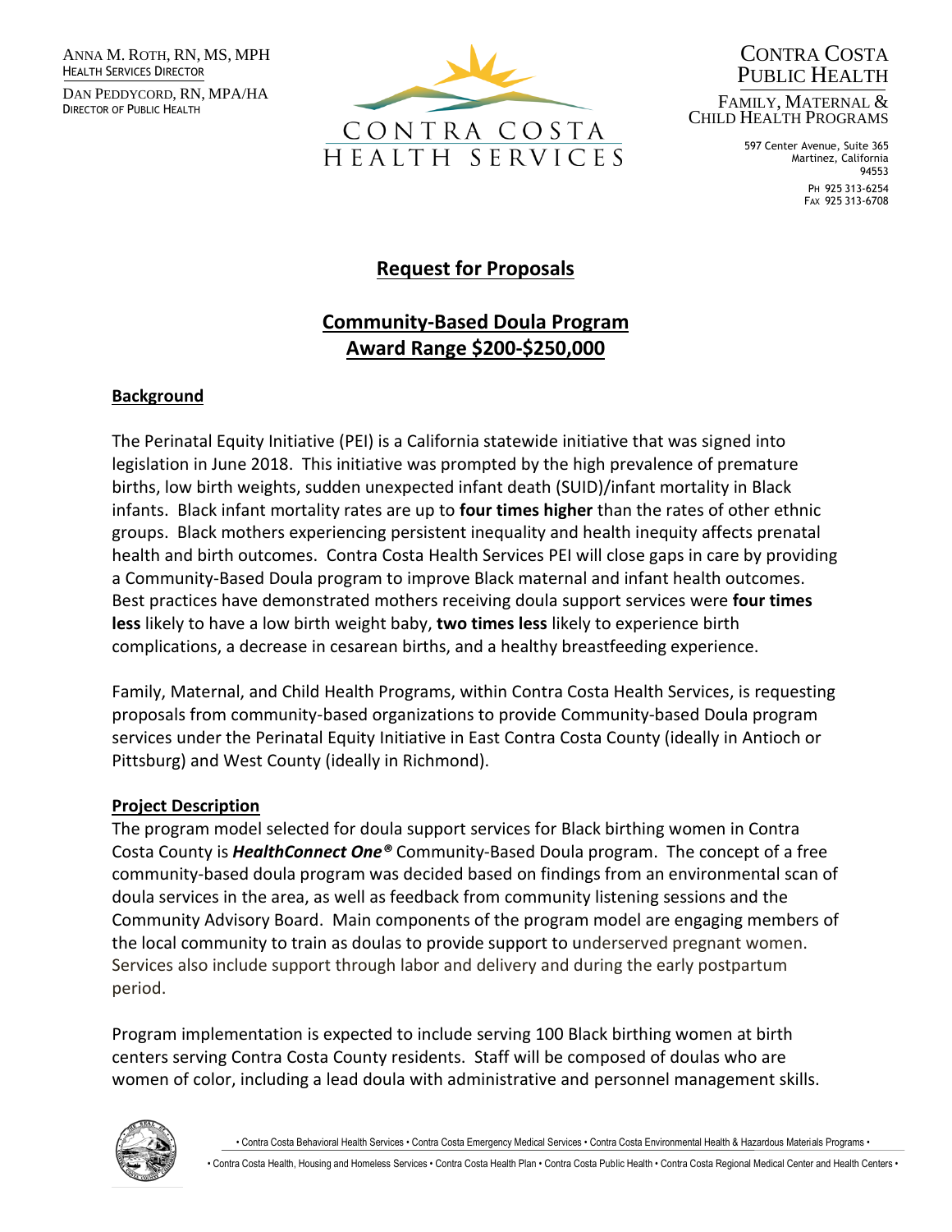ANNA M. ROTH, RN, MS, MPH
HEALTH SERVICES DIRECTOR

DAN PEDDYCORD, RN, MPA/HA
DIRECTOR OF PUBLIC HEALTH

CONTRA COSTA HEALTH SERVICES

CONTRA COSTA PUBLIC HEALTH

FAMILY, MATERNAL & CHILD HEALTH PROGRAMS

597 Center Avenue, Suite 365
Martinez, California
94553

PH 925 313-6254
FAX 925 313-6708

# Request for Proposals

## Community-Based Doula Program
## Award Range $200-$250,000

### Background

The Perinatal Equity Initiative (PEI) is a California statewide initiative that was signed into legislation in June 2018. This initiative was prompted by the high prevalence of premature births, low birth weights, sudden unexpected infant death (SUID)/infant mortality in Black infants. Black infant mortality rates are up to **four times higher** than the rates of other ethnic groups. Black mothers experiencing persistent inequality and health inequity affects prenatal health and birth outcomes. Contra Costa Health Services PEI will close gaps in care by providing a Community-Based Doula program to improve Black maternal and infant health outcomes. Best practices have demonstrated mothers receiving doula support services were **four times less** likely to have a low birth weight baby, **two times less** likely to experience birth complications, a decrease in cesarean births, and a healthy breastfeeding experience.

Family, Maternal, and Child Health Programs, within Contra Costa Health Services, is requesting proposals from community-based organizations to provide Community-based Doula program services under the Perinatal Equity Initiative in East Contra Costa County (ideally in Antioch or Pittsburg) and West County (ideally in Richmond).

### Project Description

The program model selected for doula support services for Black birthing women in Contra Costa County is ***HealthConnect One®*** Community-Based Doula program. The concept of a free community-based doula program was decided based on findings from an environmental scan of doula services in the area, as well as feedback from community listening sessions and the Community Advisory Board. Main components of the program model are engaging members of the local community to train as doulas to provide support to underserved pregnant women. Services also include support through labor and delivery and during the early postpartum period.

Program implementation is expected to include serving 100 Black birthing women at birth centers serving Contra Costa County residents. Staff will be composed of doulas who are women of color, including a lead doula with administrative and personnel management skills.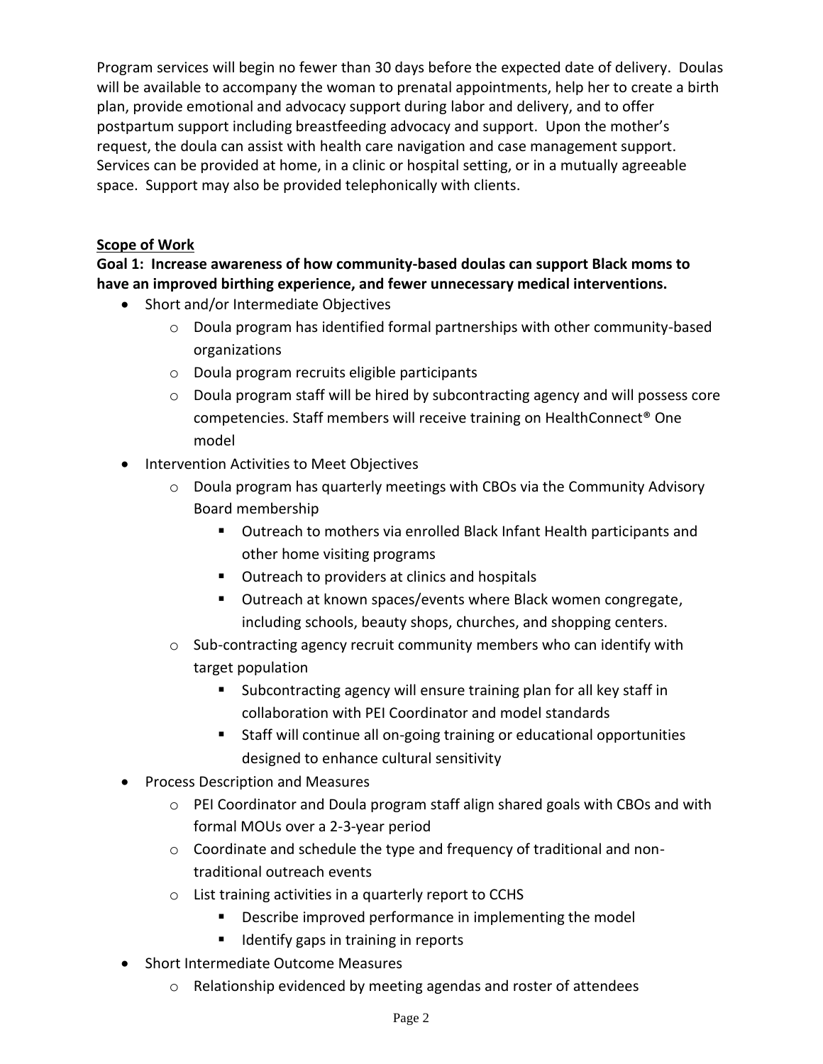Program services will begin no fewer than 30 days before the expected date of delivery. Doulas will be available to accompany the woman to prenatal appointments, help her to create a birth plan, provide emotional and advocacy support during labor and delivery, and to offer postpartum support including breastfeeding advocacy and support. Upon the mother's request, the doula can assist with health care navigation and case management support. Services can be provided at home, in a clinic or hospital setting, or in a mutually agreeable space. Support may also be provided telephonically with clients.

**Scope of Work**

**Goal 1: Increase awareness of how community-based doulas can support Black moms to have an improved birthing experience, and fewer unnecessary medical interventions.**

- Short and/or Intermediate Objectives
  - Doula program has identified formal partnerships with other community-based organizations
  - Doula program recruits eligible participants
  - Doula program staff will be hired by subcontracting agency and will possess core competencies. Staff members will receive training on HealthConnect® One model
- Intervention Activities to Meet Objectives
  - Doula program has quarterly meetings with CBOs via the Community Advisory Board membership
    - Outreach to mothers via enrolled Black Infant Health participants and other home visiting programs
    - Outreach to providers at clinics and hospitals
    - Outreach at known spaces/events where Black women congregate, including schools, beauty shops, churches, and shopping centers.
  - Sub-contracting agency recruit community members who can identify with target population
    - Subcontracting agency will ensure training plan for all key staff in collaboration with PEI Coordinator and model standards
    - Staff will continue all on-going training or educational opportunities designed to enhance cultural sensitivity
- Process Description and Measures
  - PEI Coordinator and Doula program staff align shared goals with CBOs and with formal MOUs over a 2-3-year period
  - Coordinate and schedule the type and frequency of traditional and non-traditional outreach events
  - List training activities in a quarterly report to CCHS
    - Describe improved performance in implementing the model
    - Identify gaps in training in reports
- Short Intermediate Outcome Measures
  - Relationship evidenced by meeting agendas and roster of attendees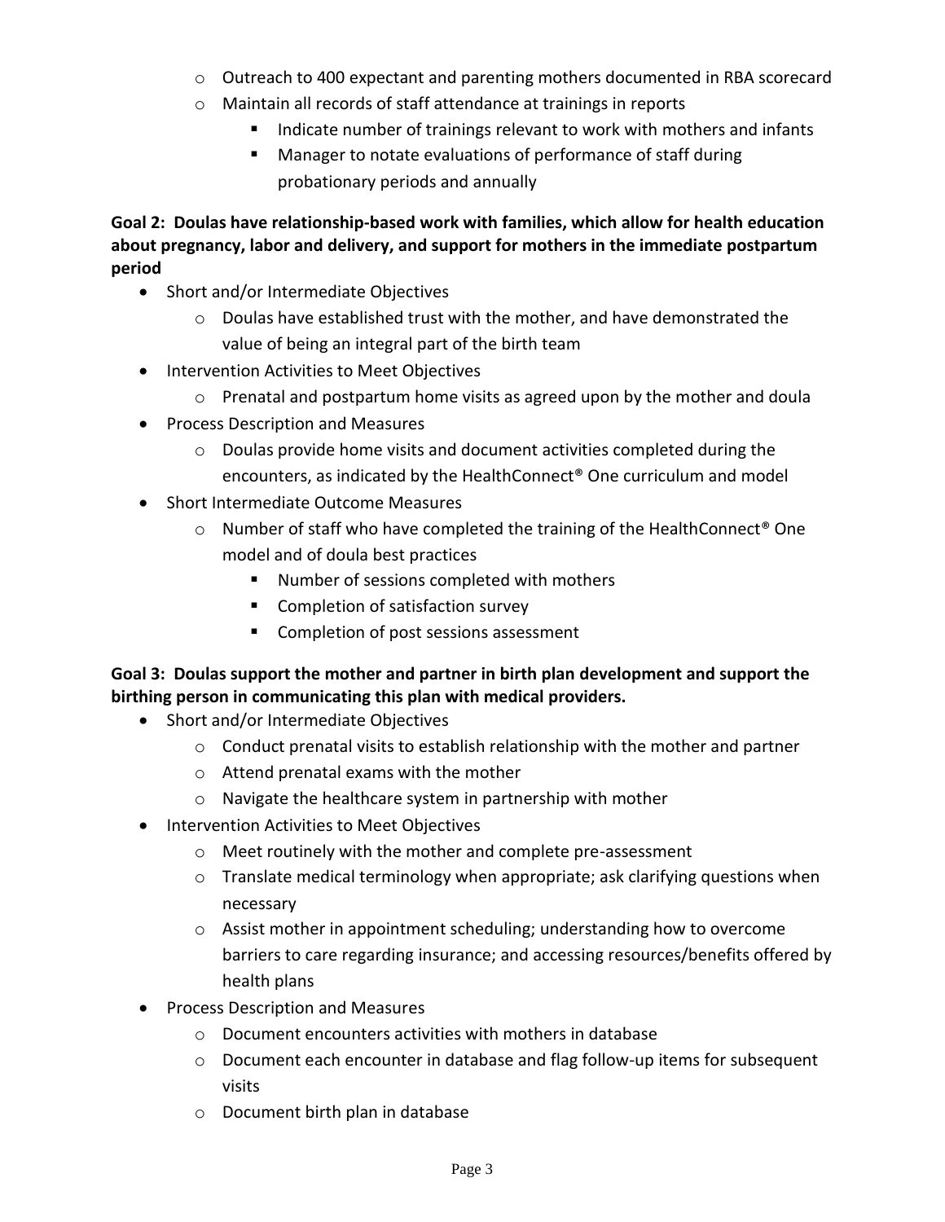- Outreach to 400 expectant and parenting mothers documented in RBA scorecard
  - Maintain all records of staff attendance at trainings in reports
    - Indicate number of trainings relevant to work with mothers and infants
    - Manager to notate evaluations of performance of staff during probationary periods and annually

**Goal 2: Doulas have relationship-based work with families, which allow for health education about pregnancy, labor and delivery, and support for mothers in the immediate postpartum period**

- Short and/or Intermediate Objectives
  - Doulas have established trust with the mother, and have demonstrated the value of being an integral part of the birth team
- Intervention Activities to Meet Objectives
  - Prenatal and postpartum home visits as agreed upon by the mother and doula
- Process Description and Measures
  - Doulas provide home visits and document activities completed during the encounters, as indicated by the HealthConnect® One curriculum and model
- Short Intermediate Outcome Measures
  - Number of staff who have completed the training of the HealthConnect® One model and of doula best practices
    - Number of sessions completed with mothers
    - Completion of satisfaction survey
    - Completion of post sessions assessment

**Goal 3: Doulas support the mother and partner in birth plan development and support the birthing person in communicating this plan with medical providers.**

- Short and/or Intermediate Objectives
  - Conduct prenatal visits to establish relationship with the mother and partner
  - Attend prenatal exams with the mother
  - Navigate the healthcare system in partnership with mother
- Intervention Activities to Meet Objectives
  - Meet routinely with the mother and complete pre-assessment
  - Translate medical terminology when appropriate; ask clarifying questions when necessary
  - Assist mother in appointment scheduling; understanding how to overcome barriers to care regarding insurance; and accessing resources/benefits offered by health plans
- Process Description and Measures
  - Document encounters activities with mothers in database
  - Document each encounter in database and flag follow-up items for subsequent visits
  - Document birth plan in database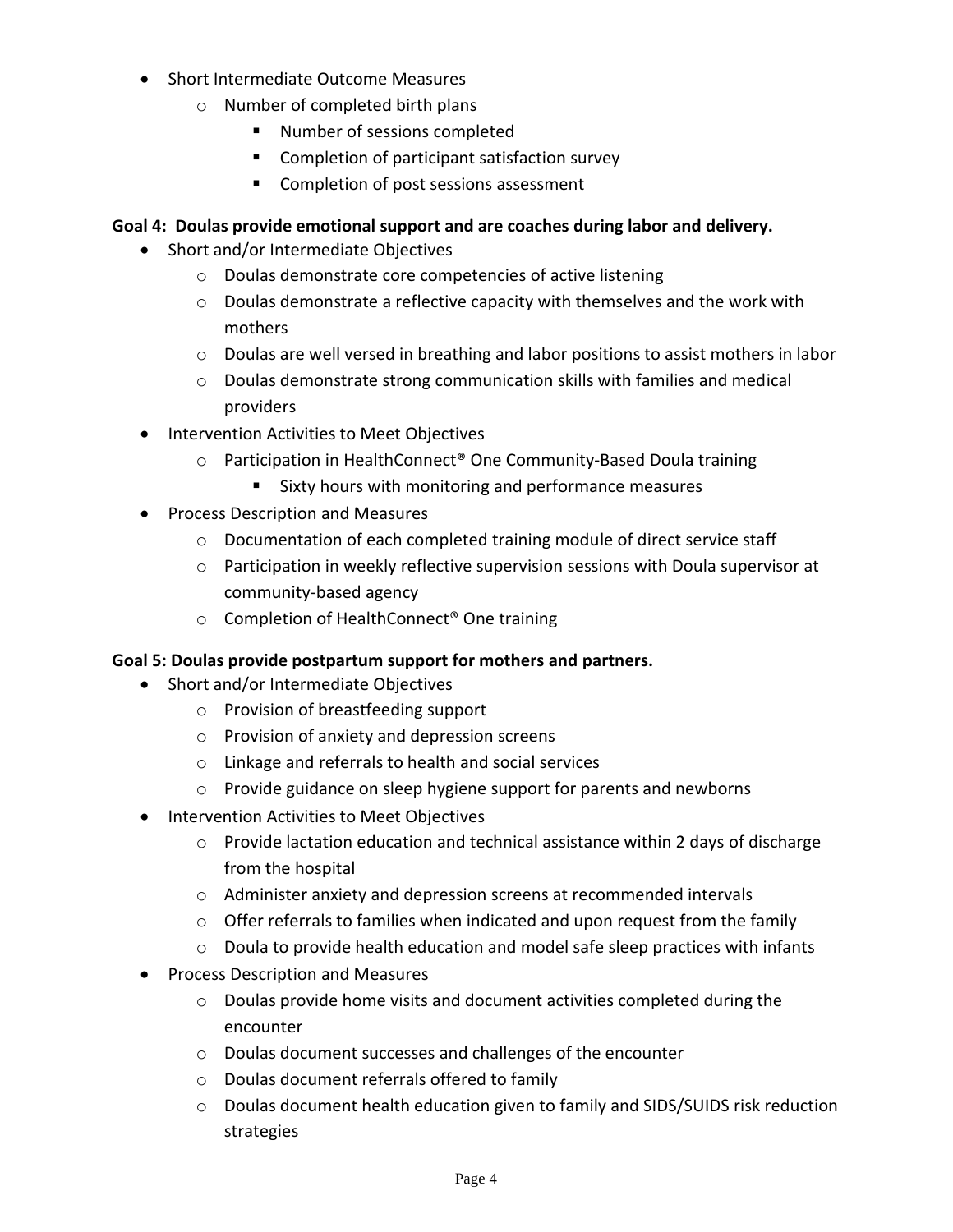- Short Intermediate Outcome Measures
  - Number of completed birth plans
    - Number of sessions completed
    - Completion of participant satisfaction survey
    - Completion of post sessions assessment

**Goal 4: Doulas provide emotional support and are coaches during labor and delivery.**

- Short and/or Intermediate Objectives
  - Doulas demonstrate core competencies of active listening
  - Doulas demonstrate a reflective capacity with themselves and the work with mothers
  - Doulas are well versed in breathing and labor positions to assist mothers in labor
  - Doulas demonstrate strong communication skills with families and medical providers
- Intervention Activities to Meet Objectives
  - Participation in HealthConnect® One Community-Based Doula training
    - Sixty hours with monitoring and performance measures
- Process Description and Measures
  - Documentation of each completed training module of direct service staff
  - Participation in weekly reflective supervision sessions with Doula supervisor at community-based agency
  - Completion of HealthConnect® One training

**Goal 5: Doulas provide postpartum support for mothers and partners.**

- Short and/or Intermediate Objectives
  - Provision of breastfeeding support
  - Provision of anxiety and depression screens
  - Linkage and referrals to health and social services
  - Provide guidance on sleep hygiene support for parents and newborns
- Intervention Activities to Meet Objectives
  - Provide lactation education and technical assistance within 2 days of discharge from the hospital
  - Administer anxiety and depression screens at recommended intervals
  - Offer referrals to families when indicated and upon request from the family
  - Doula to provide health education and model safe sleep practices with infants
- Process Description and Measures
  - Doulas provide home visits and document activities completed during the encounter
  - Doulas document successes and challenges of the encounter
  - Doulas document referrals offered to family
  - Doulas document health education given to family and SIDS/SUIDS risk reduction strategies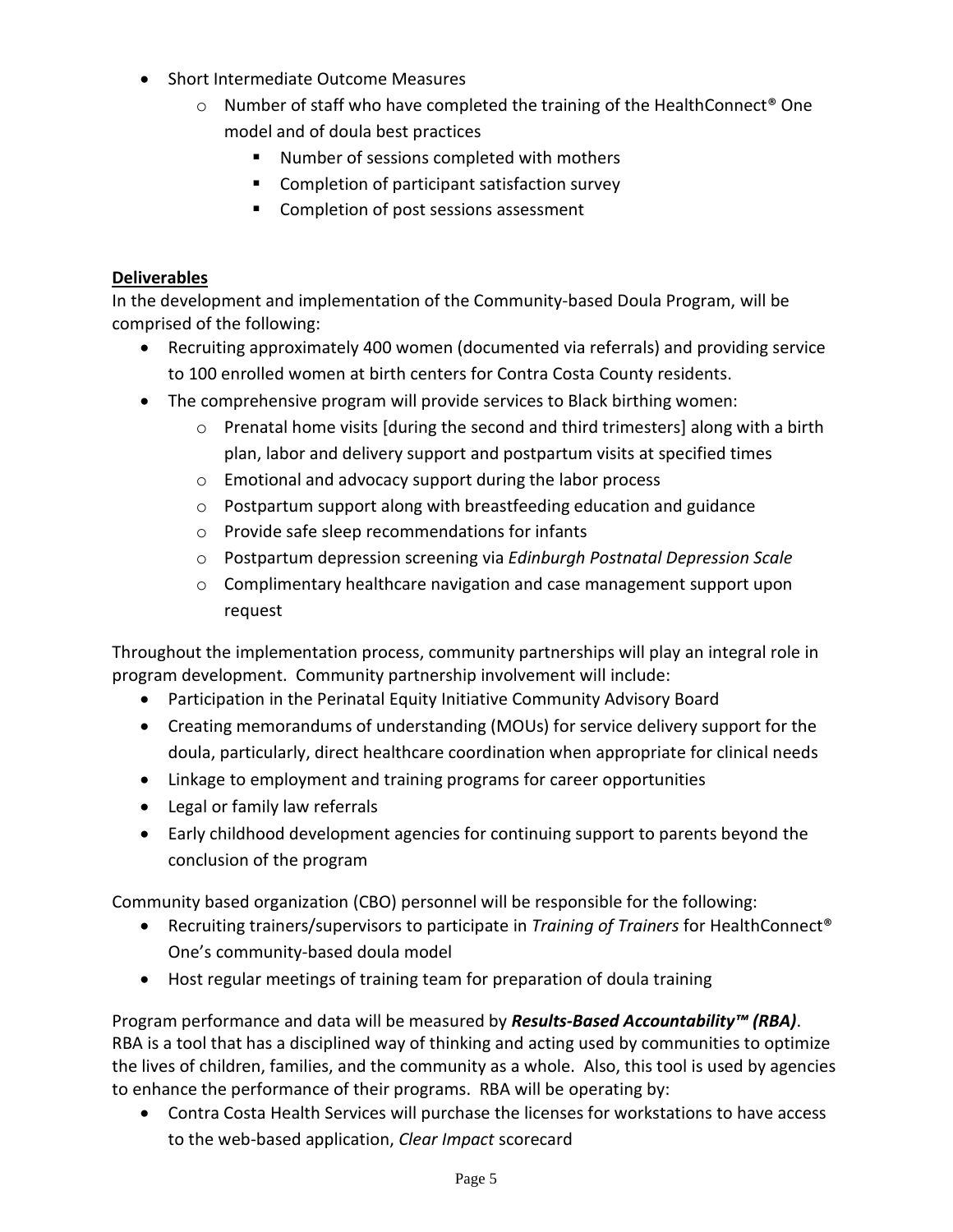- Short Intermediate Outcome Measures
  - Number of staff who have completed the training of the HealthConnect® One model and of doula best practices
    - Number of sessions completed with mothers
    - Completion of participant satisfaction survey
    - Completion of post sessions assessment

**Deliverables**

In the development and implementation of the Community-based Doula Program, will be comprised of the following:

- Recruiting approximately 400 women (documented via referrals) and providing service to 100 enrolled women at birth centers for Contra Costa County residents.
- The comprehensive program will provide services to Black birthing women:
  - Prenatal home visits [during the second and third trimesters] along with a birth plan, labor and delivery support and postpartum visits at specified times
  - Emotional and advocacy support during the labor process
  - Postpartum support along with breastfeeding education and guidance
  - Provide safe sleep recommendations for infants
  - Postpartum depression screening via *Edinburgh Postnatal Depression Scale*
  - Complimentary healthcare navigation and case management support upon request

Throughout the implementation process, community partnerships will play an integral role in program development. Community partnership involvement will include:

- Participation in the Perinatal Equity Initiative Community Advisory Board
- Creating memorandums of understanding (MOUs) for service delivery support for the doula, particularly, direct healthcare coordination when appropriate for clinical needs
- Linkage to employment and training programs for career opportunities
- Legal or family law referrals
- Early childhood development agencies for continuing support to parents beyond the conclusion of the program

Community based organization (CBO) personnel will be responsible for the following:

- Recruiting trainers/supervisors to participate in *Training of Trainers* for HealthConnect® One's community-based doula model
- Host regular meetings of training team for preparation of doula training

Program performance and data will be measured by ***Results-Based Accountability™ (RBA)***. RBA is a tool that has a disciplined way of thinking and acting used by communities to optimize the lives of children, families, and the community as a whole. Also, this tool is used by agencies to enhance the performance of their programs. RBA will be operating by:

- Contra Costa Health Services will purchase the licenses for workstations to have access to the web-based application, *Clear Impact* scorecard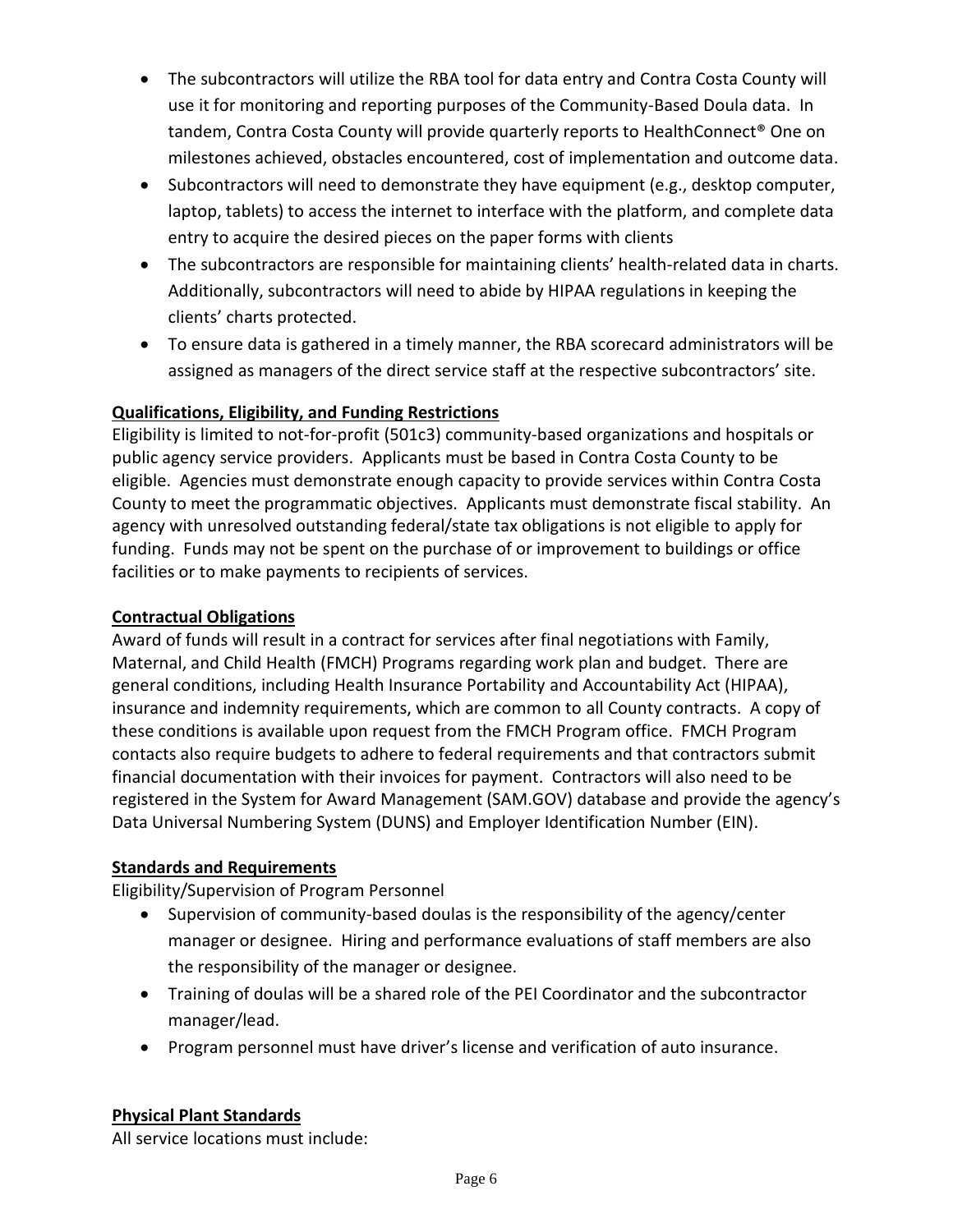- The subcontractors will utilize the RBA tool for data entry and Contra Costa County will use it for monitoring and reporting purposes of the Community-Based Doula data. In tandem, Contra Costa County will provide quarterly reports to HealthConnect® One on milestones achieved, obstacles encountered, cost of implementation and outcome data.
- Subcontractors will need to demonstrate they have equipment (e.g., desktop computer, laptop, tablets) to access the internet to interface with the platform, and complete data entry to acquire the desired pieces on the paper forms with clients
- The subcontractors are responsible for maintaining clients' health-related data in charts. Additionally, subcontractors will need to abide by HIPAA regulations in keeping the clients' charts protected.
- To ensure data is gathered in a timely manner, the RBA scorecard administrators will be assigned as managers of the direct service staff at the respective subcontractors' site.

**Qualifications, Eligibility, and Funding Restrictions**

Eligibility is limited to not-for-profit (501c3) community-based organizations and hospitals or public agency service providers. Applicants must be based in Contra Costa County to be eligible. Agencies must demonstrate enough capacity to provide services within Contra Costa County to meet the programmatic objectives. Applicants must demonstrate fiscal stability. An agency with unresolved outstanding federal/state tax obligations is not eligible to apply for funding. Funds may not be spent on the purchase of or improvement to buildings or office facilities or to make payments to recipients of services.

**Contractual Obligations**

Award of funds will result in a contract for services after final negotiations with Family, Maternal, and Child Health (FMCH) Programs regarding work plan and budget. There are general conditions, including Health Insurance Portability and Accountability Act (HIPAA), insurance and indemnity requirements, which are common to all County contracts. A copy of these conditions is available upon request from the FMCH Program office. FMCH Program contacts also require budgets to adhere to federal requirements and that contractors submit financial documentation with their invoices for payment. Contractors will also need to be registered in the System for Award Management (SAM.GOV) database and provide the agency's Data Universal Numbering System (DUNS) and Employer Identification Number (EIN).

**Standards and Requirements**

Eligibility/Supervision of Program Personnel

- Supervision of community-based doulas is the responsibility of the agency/center manager or designee. Hiring and performance evaluations of staff members are also the responsibility of the manager or designee.
- Training of doulas will be a shared role of the PEI Coordinator and the subcontractor manager/lead.
- Program personnel must have driver's license and verification of auto insurance.

**Physical Plant Standards**

All service locations must include: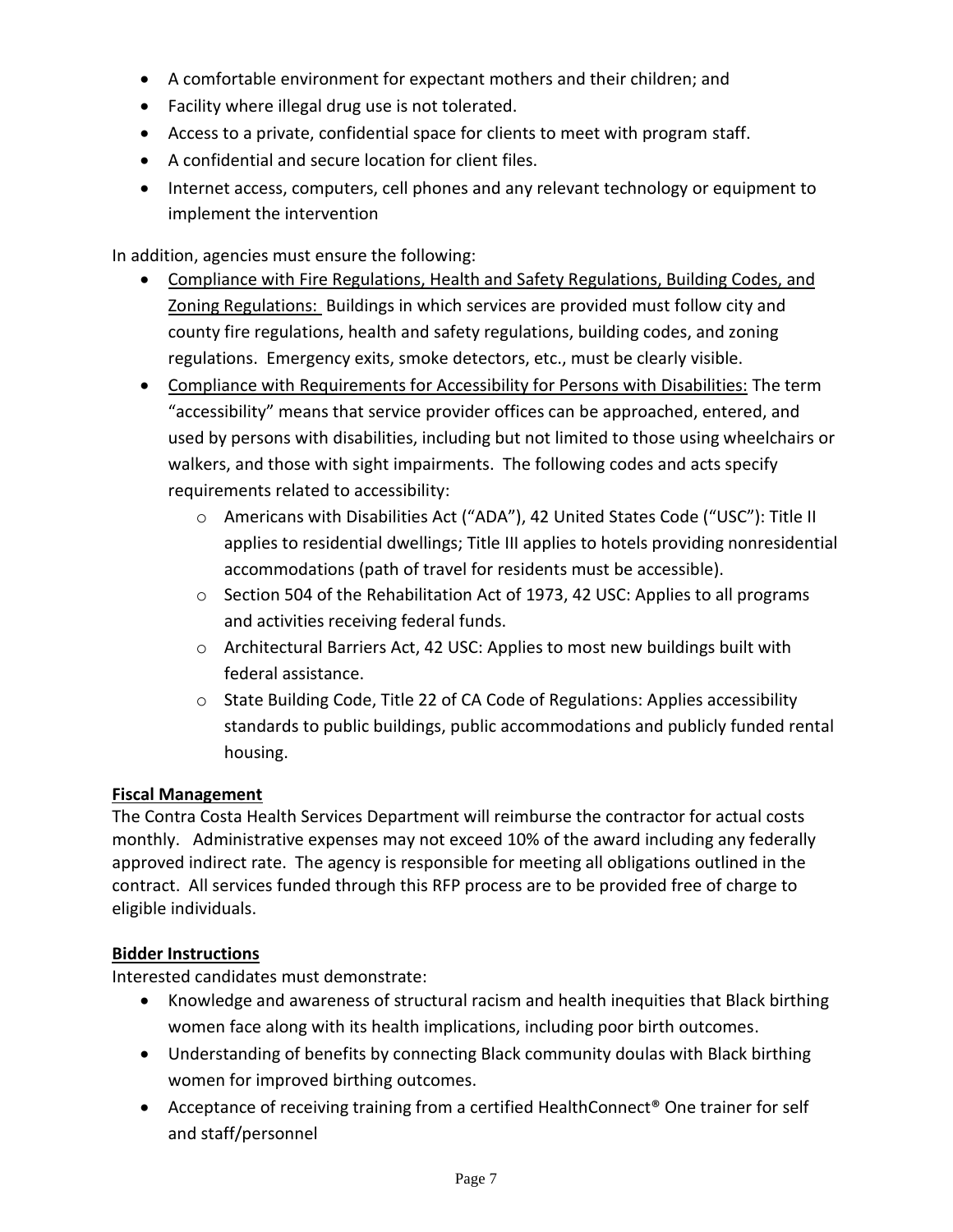- A comfortable environment for expectant mothers and their children; and
- Facility where illegal drug use is not tolerated.
- Access to a private, confidential space for clients to meet with program staff.
- A confidential and secure location for client files.
- Internet access, computers, cell phones and any relevant technology or equipment to implement the intervention

In addition, agencies must ensure the following:

- Compliance with Fire Regulations, Health and Safety Regulations, Building Codes, and Zoning Regulations: Buildings in which services are provided must follow city and county fire regulations, health and safety regulations, building codes, and zoning regulations. Emergency exits, smoke detectors, etc., must be clearly visible.
- Compliance with Requirements for Accessibility for Persons with Disabilities: The term "accessibility" means that service provider offices can be approached, entered, and used by persons with disabilities, including but not limited to those using wheelchairs or walkers, and those with sight impairments. The following codes and acts specify requirements related to accessibility:
    - Americans with Disabilities Act ("ADA"), 42 United States Code ("USC"): Title II applies to residential dwellings; Title III applies to hotels providing nonresidential accommodations (path of travel for residents must be accessible).
    - Section 504 of the Rehabilitation Act of 1973, 42 USC: Applies to all programs and activities receiving federal funds.
    - Architectural Barriers Act, 42 USC: Applies to most new buildings built with federal assistance.
    - State Building Code, Title 22 of CA Code of Regulations: Applies accessibility standards to public buildings, public accommodations and publicly funded rental housing.

**Fiscal Management**

The Contra Costa Health Services Department will reimburse the contractor for actual costs monthly. Administrative expenses may not exceed 10% of the award including any federally approved indirect rate. The agency is responsible for meeting all obligations outlined in the contract. All services funded through this RFP process are to be provided free of charge to eligible individuals.

**Bidder Instructions**

Interested candidates must demonstrate:

- Knowledge and awareness of structural racism and health inequities that Black birthing women face along with its health implications, including poor birth outcomes.
- Understanding of benefits by connecting Black community doulas with Black birthing women for improved birthing outcomes.
- Acceptance of receiving training from a certified HealthConnect® One trainer for self and staff/personnel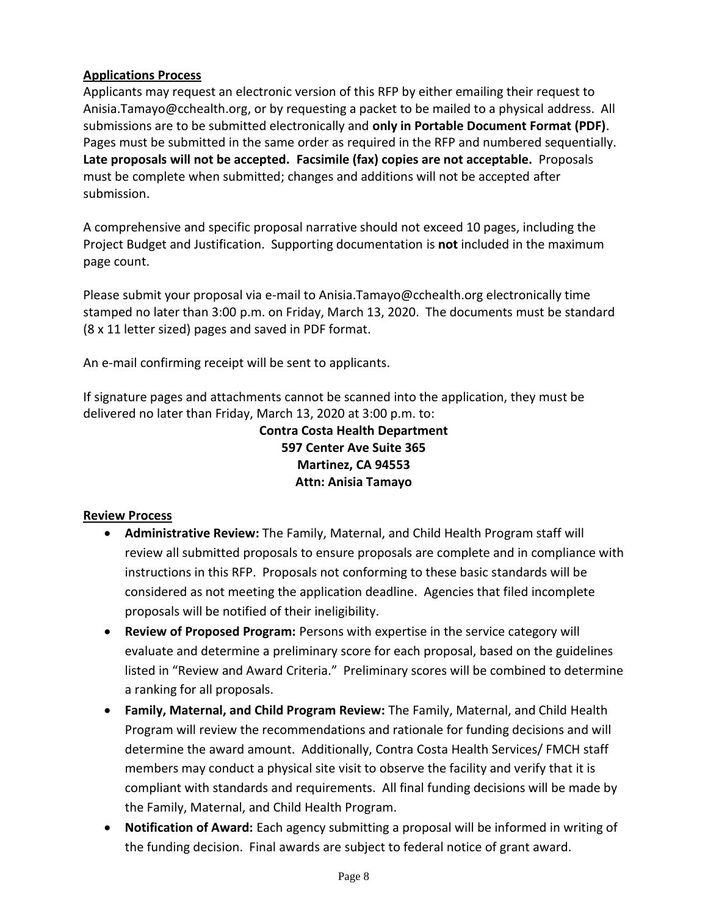**Applications Process**

Applicants may request an electronic version of this RFP by either emailing their request to Anisia.Tamayo@cchealth.org, or by requesting a packet to be mailed to a physical address. All submissions are to be submitted electronically and **only in Portable Document Format (PDF)**. Pages must be submitted in the same order as required in the RFP and numbered sequentially. **Late proposals will not be accepted. Facsimile (fax) copies are not acceptable.** Proposals must be complete when submitted; changes and additions will not be accepted after submission.

A comprehensive and specific proposal narrative should not exceed 10 pages, including the Project Budget and Justification. Supporting documentation is **not** included in the maximum page count.

Please submit your proposal via e-mail to Anisia.Tamayo@cchealth.org electronically time stamped no later than 3:00 p.m. on Friday, March 13, 2020. The documents must be standard (8 x 11 letter sized) pages and saved in PDF format.

An e-mail confirming receipt will be sent to applicants.

If signature pages and attachments cannot be scanned into the application, they must be delivered no later than Friday, March 13, 2020 at 3:00 p.m. to:

**Contra Costa Health Department**
**597 Center Ave Suite 365**
**Martinez, CA 94553**
**Attn: Anisia Tamayo**

**Review Process**

- **Administrative Review:** The Family, Maternal, and Child Health Program staff will review all submitted proposals to ensure proposals are complete and in compliance with instructions in this RFP. Proposals not conforming to these basic standards will be considered as not meeting the application deadline. Agencies that filed incomplete proposals will be notified of their ineligibility.
- **Review of Proposed Program:** Persons with expertise in the service category will evaluate and determine a preliminary score for each proposal, based on the guidelines listed in "Review and Award Criteria." Preliminary scores will be combined to determine a ranking for all proposals.
- **Family, Maternal, and Child Program Review:** The Family, Maternal, and Child Health Program will review the recommendations and rationale for funding decisions and will determine the award amount. Additionally, Contra Costa Health Services/ FMCH staff members may conduct a physical site visit to observe the facility and verify that it is compliant with standards and requirements. All final funding decisions will be made by the Family, Maternal, and Child Health Program.
- **Notification of Award:** Each agency submitting a proposal will be informed in writing of the funding decision. Final awards are subject to federal notice of grant award.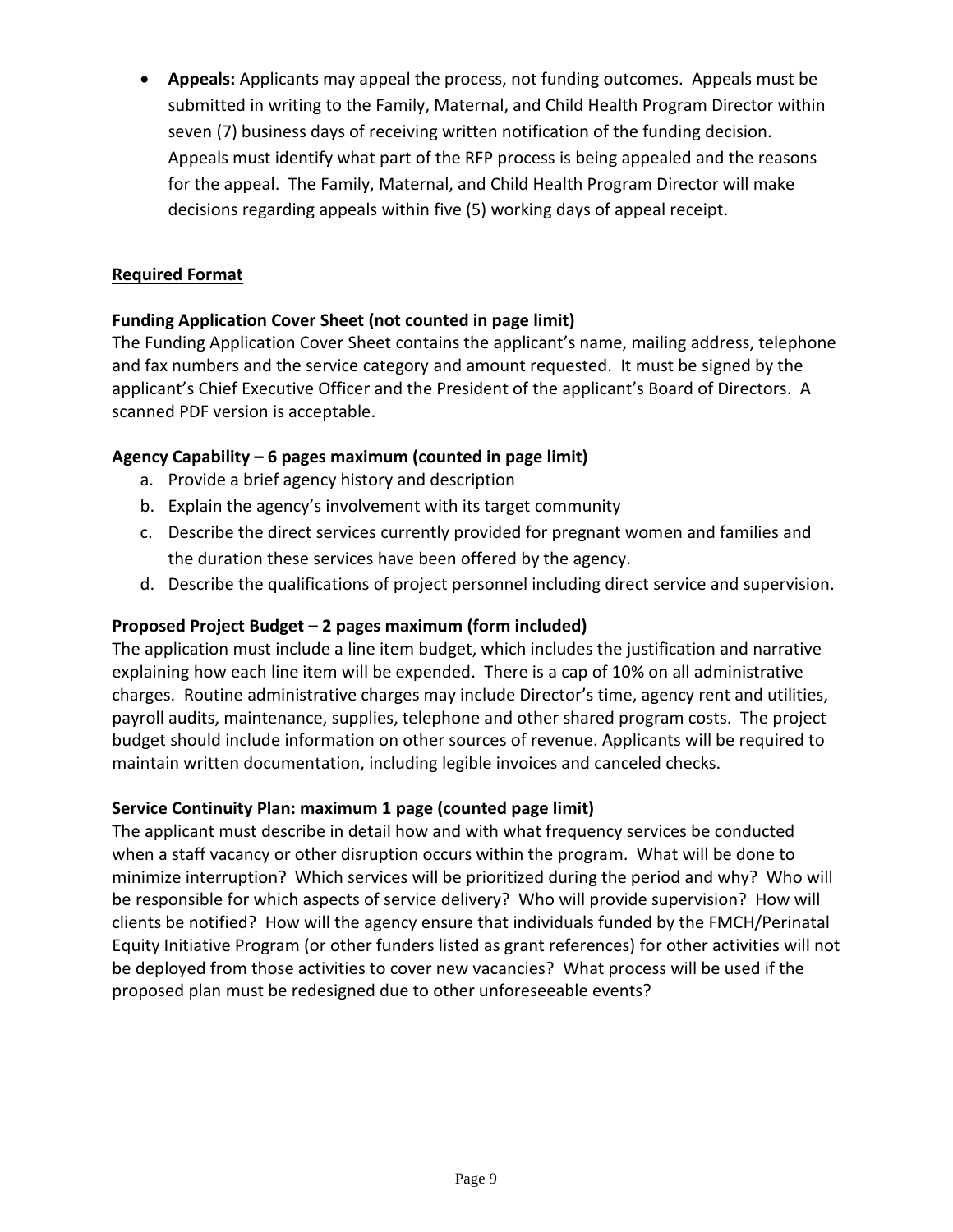- **Appeals:** Applicants may appeal the process, not funding outcomes. Appeals must be submitted in writing to the Family, Maternal, and Child Health Program Director within seven (7) business days of receiving written notification of the funding decision. Appeals must identify what part of the RFP process is being appealed and the reasons for the appeal. The Family, Maternal, and Child Health Program Director will make decisions regarding appeals within five (5) working days of appeal receipt.

## Required Format

**Funding Application Cover Sheet (not counted in page limit)**
The Funding Application Cover Sheet contains the applicant's name, mailing address, telephone and fax numbers and the service category and amount requested. It must be signed by the applicant's Chief Executive Officer and the President of the applicant's Board of Directors. A scanned PDF version is acceptable.

**Agency Capability – 6 pages maximum (counted in page limit)**

a. Provide a brief agency history and description
b. Explain the agency's involvement with its target community
c. Describe the direct services currently provided for pregnant women and families and the duration these services have been offered by the agency.
d. Describe the qualifications of project personnel including direct service and supervision.

**Proposed Project Budget – 2 pages maximum (form included)**
The application must include a line item budget, which includes the justification and narrative explaining how each line item will be expended. There is a cap of 10% on all administrative charges. Routine administrative charges may include Director's time, agency rent and utilities, payroll audits, maintenance, supplies, telephone and other shared program costs. The project budget should include information on other sources of revenue. Applicants will be required to maintain written documentation, including legible invoices and canceled checks.

**Service Continuity Plan: maximum 1 page (counted page limit)**
The applicant must describe in detail how and with what frequency services be conducted when a staff vacancy or other disruption occurs within the program. What will be done to minimize interruption? Which services will be prioritized during the period and why? Who will be responsible for which aspects of service delivery? Who will provide supervision? How will clients be notified? How will the agency ensure that individuals funded by the FMCH/Perinatal Equity Initiative Program (or other funders listed as grant references) for other activities will not be deployed from those activities to cover new vacancies? What process will be used if the proposed plan must be redesigned due to other unforeseeable events?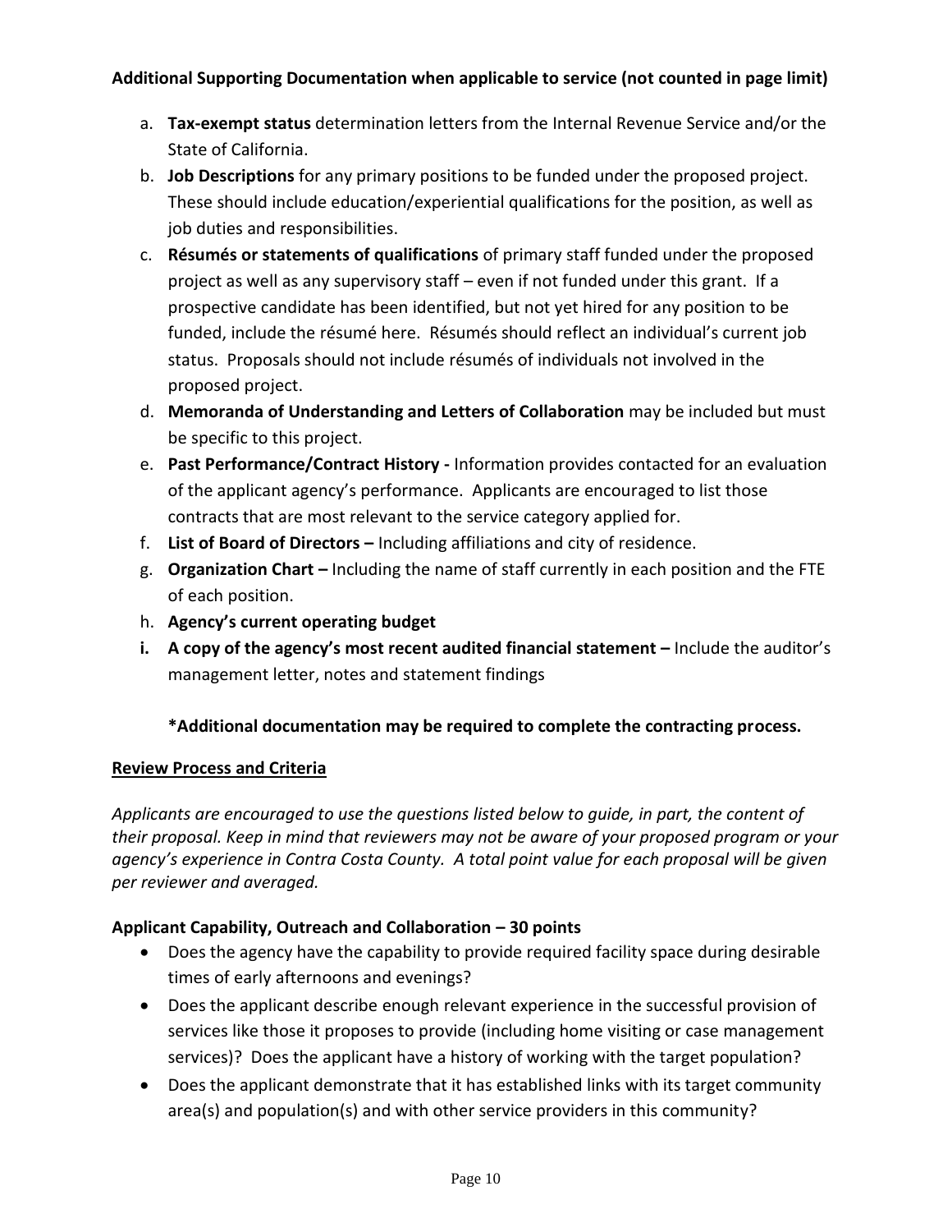**Additional Supporting Documentation when applicable to service (not counted in page limit)**

a. **Tax-exempt status** determination letters from the Internal Revenue Service and/or the State of California.
b. **Job Descriptions** for any primary positions to be funded under the proposed project. These should include education/experiential qualifications for the position, as well as job duties and responsibilities.
c. **Résumés or statements of qualifications** of primary staff funded under the proposed project as well as any supervisory staff – even if not funded under this grant. If a prospective candidate has been identified, but not yet hired for any position to be funded, include the résumé here. Résumés should reflect an individual's current job status. Proposals should not include résumés of individuals not involved in the proposed project.
d. **Memoranda of Understanding and Letters of Collaboration** may be included but must be specific to this project.
e. **Past Performance/Contract History -** Information provides contacted for an evaluation of the applicant agency's performance. Applicants are encouraged to list those contracts that are most relevant to the service category applied for.
f. **List of Board of Directors –** Including affiliations and city of residence.
g. **Organization Chart –** Including the name of staff currently in each position and the FTE of each position.
h. **Agency's current operating budget**
i. **A copy of the agency's most recent audited financial statement –** Include the auditor's management letter, notes and statement findings

**\*Additional documentation may be required to complete the contracting process.**

## Review Process and Criteria

*Applicants are encouraged to use the questions listed below to guide, in part, the content of their proposal. Keep in mind that reviewers may not be aware of your proposed program or your agency's experience in Contra Costa County. A total point value for each proposal will be given per reviewer and averaged.*

### Applicant Capability, Outreach and Collaboration – 30 points

- Does the agency have the capability to provide required facility space during desirable times of early afternoons and evenings?
- Does the applicant describe enough relevant experience in the successful provision of services like those it proposes to provide (including home visiting or case management services)? Does the applicant have a history of working with the target population?
- Does the applicant demonstrate that it has established links with its target community area(s) and population(s) and with other service providers in this community?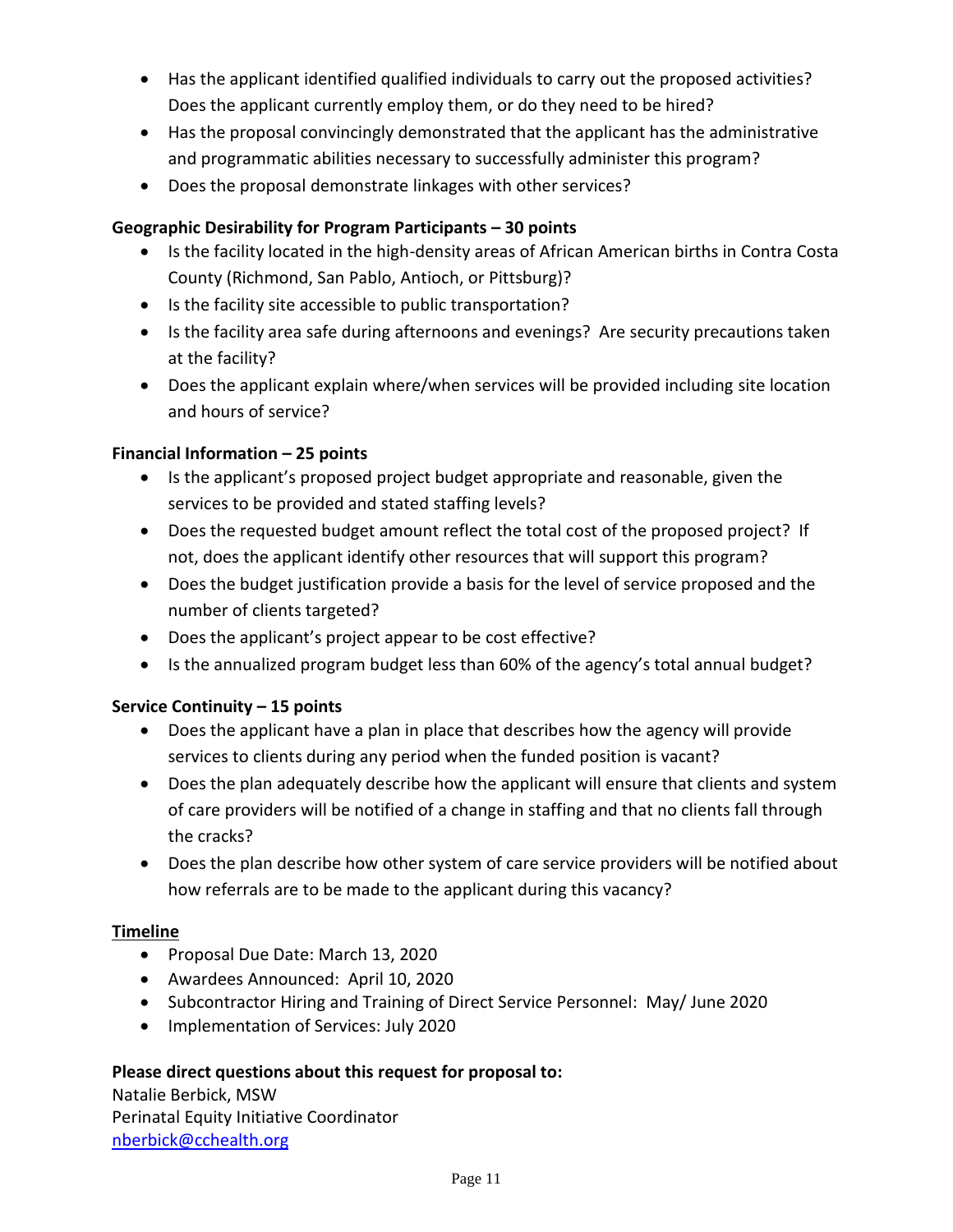- Has the applicant identified qualified individuals to carry out the proposed activities? Does the applicant currently employ them, or do they need to be hired?
- Has the proposal convincingly demonstrated that the applicant has the administrative and programmatic abilities necessary to successfully administer this program?
- Does the proposal demonstrate linkages with other services?

**Geographic Desirability for Program Participants – 30 points**

- Is the facility located in the high-density areas of African American births in Contra Costa County (Richmond, San Pablo, Antioch, or Pittsburg)?
- Is the facility site accessible to public transportation?
- Is the facility area safe during afternoons and evenings? Are security precautions taken at the facility?
- Does the applicant explain where/when services will be provided including site location and hours of service?

**Financial Information – 25 points**

- Is the applicant's proposed project budget appropriate and reasonable, given the services to be provided and stated staffing levels?
- Does the requested budget amount reflect the total cost of the proposed project? If not, does the applicant identify other resources that will support this program?
- Does the budget justification provide a basis for the level of service proposed and the number of clients targeted?
- Does the applicant's project appear to be cost effective?
- Is the annualized program budget less than 60% of the agency's total annual budget?

**Service Continuity – 15 points**

- Does the applicant have a plan in place that describes how the agency will provide services to clients during any period when the funded position is vacant?
- Does the plan adequately describe how the applicant will ensure that clients and system of care providers will be notified of a change in staffing and that no clients fall through the cracks?
- Does the plan describe how other system of care service providers will be notified about how referrals are to be made to the applicant during this vacancy?

**Timeline**

- Proposal Due Date: March 13, 2020
- Awardees Announced: April 10, 2020
- Subcontractor Hiring and Training of Direct Service Personnel: May/ June 2020
- Implementation of Services: July 2020

**Please direct questions about this request for proposal to:**

Natalie Berbick, MSW
Perinatal Equity Initiative Coordinator
nberbick@cchealth.org